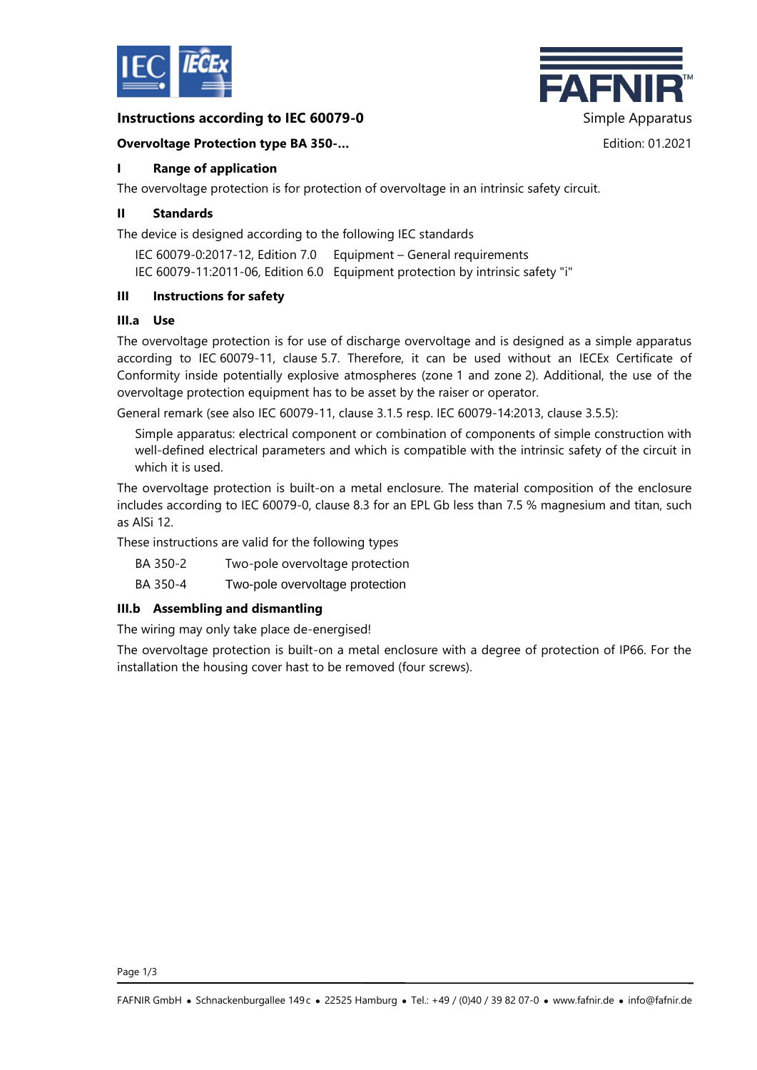**Instructions according to IEC 60079-0**

Simple Apparatus

**Overvoltage Protection type BA 350-...**

Edition: 01.2021

## I Range of application

The overvoltage protection is for protection of overvoltage in an intrinsic safety circuit.

## II Standards

The device is designed according to the following IEC standards

| | |
|---|---|
| IEC 60079-0:2017-12, Edition 7.0 | Equipment – General requirements |
| IEC 60079-11:2011-06, Edition 6.0 | Equipment protection by intrinsic safety "i" |

## III Instructions for safety

### III.a Use

The overvoltage protection is for use of discharge overvoltage and is designed as a simple apparatus according to IEC 60079-11, clause 5.7. Therefore, it can be used without an IECEx Certificate of Conformity inside potentially explosive atmospheres (zone 1 and zone 2). Additional, the use of the overvoltage protection equipment has to be asset by the raiser or operator.

General remark (see also IEC 60079-11, clause 3.1.5 resp. IEC 60079-14:2013, clause 3.5.5):

> Simple apparatus: electrical component or combination of components of simple construction with well-defined electrical parameters and which is compatible with the intrinsic safety of the circuit in which it is used.

The overvoltage protection is built-on a metal enclosure. The material composition of the enclosure includes according to IEC 60079-0, clause 8.3 for an EPL Gb less than 7.5 % magnesium and titan, such as AlSi 12.

These instructions are valid for the following types

| | |
|---|---|
| BA 350-2 | Two-pole overvoltage protection |
| BA 350-4 | Two-pole overvoltage protection |

### III.b Assembling and dismantling

The wiring may only take place de-energised!

The overvoltage protection is built-on a metal enclosure with a degree of protection of IP66. For the installation the housing cover hast to be removed (four screws).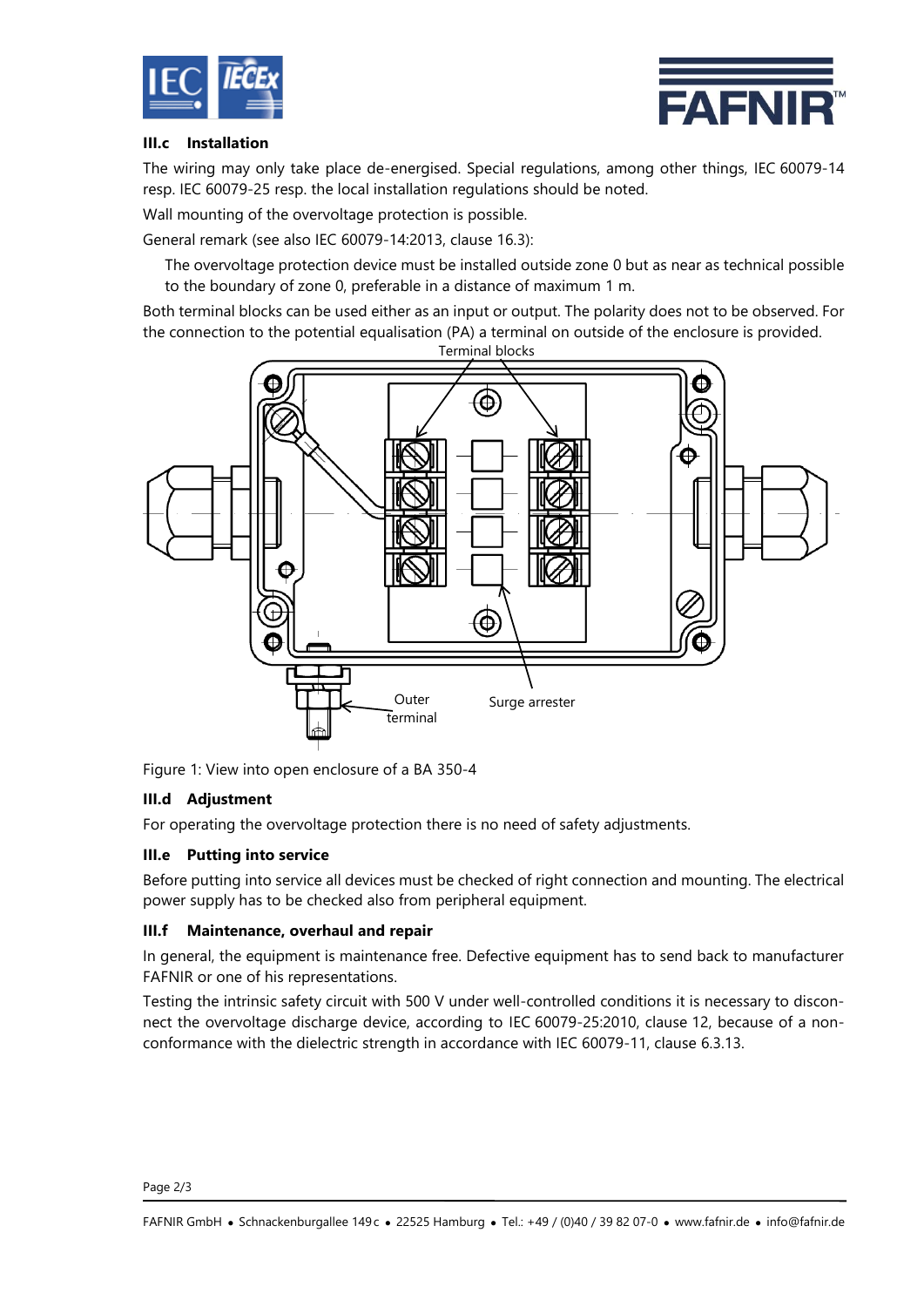### III.c Installation

The wiring may only take place de-energised. Special regulations, among other things, IEC 60079-14 resp. IEC 60079-25 resp. the local installation regulations should be noted.

Wall mounting of the overvoltage protection is possible.

General remark (see also IEC 60079-14:2013, clause 16.3):

> The overvoltage protection device must be installed outside zone 0 but as near as technical possible to the boundary of zone 0, preferable in a distance of maximum 1 m.

Both terminal blocks can be used either as an input or output. The polarity does not to be observed. For the connection to the potential equalisation (PA) a terminal on outside of the enclosure is provided.

Terminal blocks

Outer terminal

Surge arrester

Figure 1: View into open enclosure of a BA 350-4

### III.d Adjustment

For operating the overvoltage protection there is no need of safety adjustments.

### III.e Putting into service

Before putting into service all devices must be checked of right connection and mounting. The electrical power supply has to be checked also from peripheral equipment.

### III.f Maintenance, overhaul and repair

In general, the equipment is maintenance free. Defective equipment has to send back to manufacturer FAFNIR or one of his representations.

Testing the intrinsic safety circuit with 500 V under well-controlled conditions it is necessary to disconnect the overvoltage discharge device, according to IEC 60079-25:2010, clause 12, because of a non-conformance with the dielectric strength in accordance with IEC 60079-11, clause 6.3.13.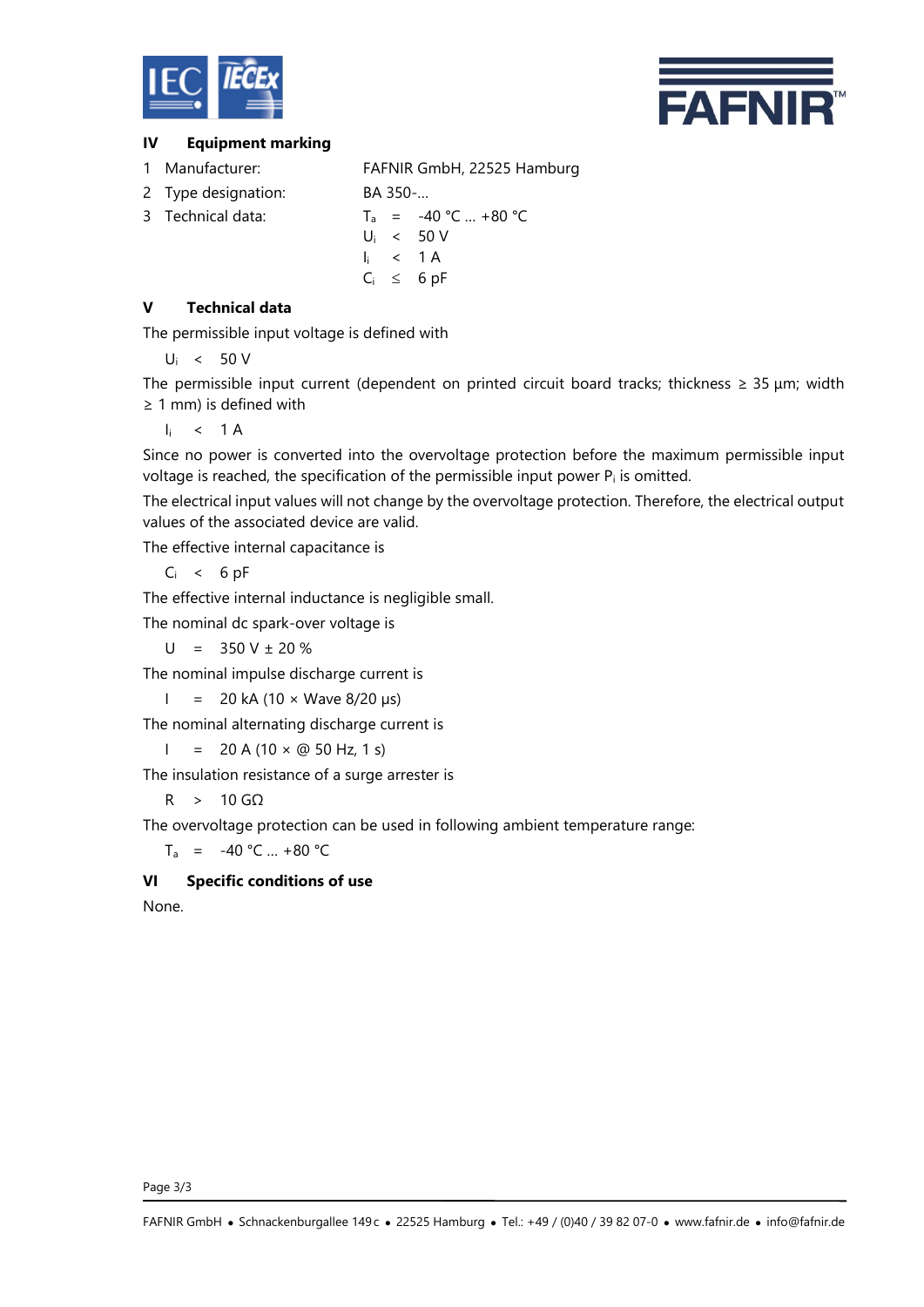## IV Equipment marking

| | | |
|---|---|---|
| 1 | Manufacturer: | FAFNIR GmbH, 22525 Hamburg |
| 2 | Type designation: | BA 350-... |
| 3 | Technical data: | $T_a$ = -40 °C ... +80 °C |
| | | $U_i$ < 50 V |
| | | $I_i$ < 1 A |
| | | $C_i$ ≤ 6 pF |

## V Technical data

The permissible input voltage is defined with

$U_i$ < 50 V

The permissible input current (dependent on printed circuit board tracks; thickness ≥ 35 µm; width ≥ 1 mm) is defined with

$I_i$ < 1 A

Since no power is converted into the overvoltage protection before the maximum permissible input voltage is reached, the specification of the permissible input power $P_i$ is omitted.

The electrical input values will not change by the overvoltage protection. Therefore, the electrical output values of the associated device are valid.

The effective internal capacitance is

$C_i$ < 6 pF

The effective internal inductance is negligible small.

The nominal dc spark-over voltage is

U = 350 V ± 20 %

The nominal impulse discharge current is

I = 20 kA (10 × Wave 8/20 µs)

The nominal alternating discharge current is

I = 20 A (10 × @ 50 Hz, 1 s)

The insulation resistance of a surge arrester is

R > 10 GΩ

The overvoltage protection can be used in following ambient temperature range:

$T_a$ = -40 °C ... +80 °C

## VI Specific conditions of use

None.